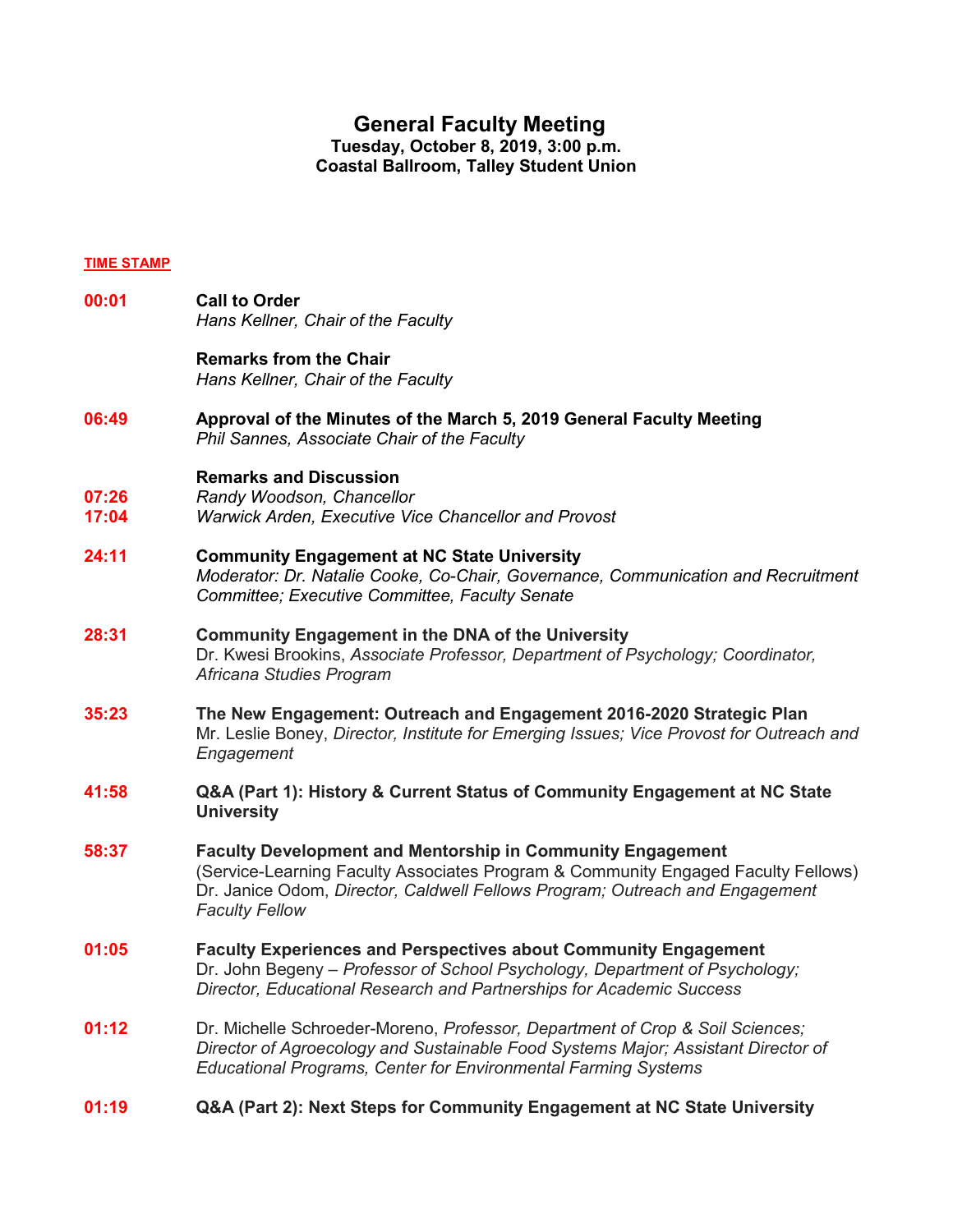# General Faculty Meeting

**Tuesday, October 8, 2019, 3:00 p.m.**
**Coastal Ballroom, Talley Student Union**

**TIME STAMP**

| | |
|---|---|
| 00:01 | **Call to Order**<br>*Hans Kellner, Chair of the Faculty* |
| | **Remarks from the Chair**<br>*Hans Kellner, Chair of the Faculty* |
| 06:49 | **Approval of the Minutes of the March 5, 2019 General Faculty Meeting**<br>*Phil Sannes, Associate Chair of the Faculty* |
| | **Remarks and Discussion** |
| 07:26 | *Randy Woodson, Chancellor* |
| 17:04 | *Warwick Arden, Executive Vice Chancellor and Provost* |
| 24:11 | **Community Engagement at NC State University**<br>*Moderator: Dr. Natalie Cooke, Co-Chair, Governance, Communication and Recruitment Committee; Executive Committee, Faculty Senate* |
| 28:31 | **Community Engagement in the DNA of the University**<br>Dr. Kwesi Brookins, *Associate Professor, Department of Psychology; Coordinator, Africana Studies Program* |
| 35:23 | **The New Engagement: Outreach and Engagement 2016-2020 Strategic Plan**<br>Mr. Leslie Boney, *Director, Institute for Emerging Issues; Vice Provost for Outreach and Engagement* |
| 41:58 | **Q&A (Part 1): History & Current Status of Community Engagement at NC State University** |
| 58:37 | **Faculty Development and Mentorship in Community Engagement**<br>(Service-Learning Faculty Associates Program & Community Engaged Faculty Fellows)<br>Dr. Janice Odom, *Director, Caldwell Fellows Program; Outreach and Engagement Faculty Fellow* |
| 01:05 | **Faculty Experiences and Perspectives about Community Engagement**<br>Dr. John Begeny – *Professor of School Psychology, Department of Psychology; Director, Educational Research and Partnerships for Academic Success* |
| 01:12 | Dr. Michelle Schroeder-Moreno, *Professor, Department of Crop & Soil Sciences; Director of Agroecology and Sustainable Food Systems Major; Assistant Director of Educational Programs, Center for Environmental Farming Systems* |
| 01:19 | **Q&A (Part 2): Next Steps for Community Engagement at NC State University** |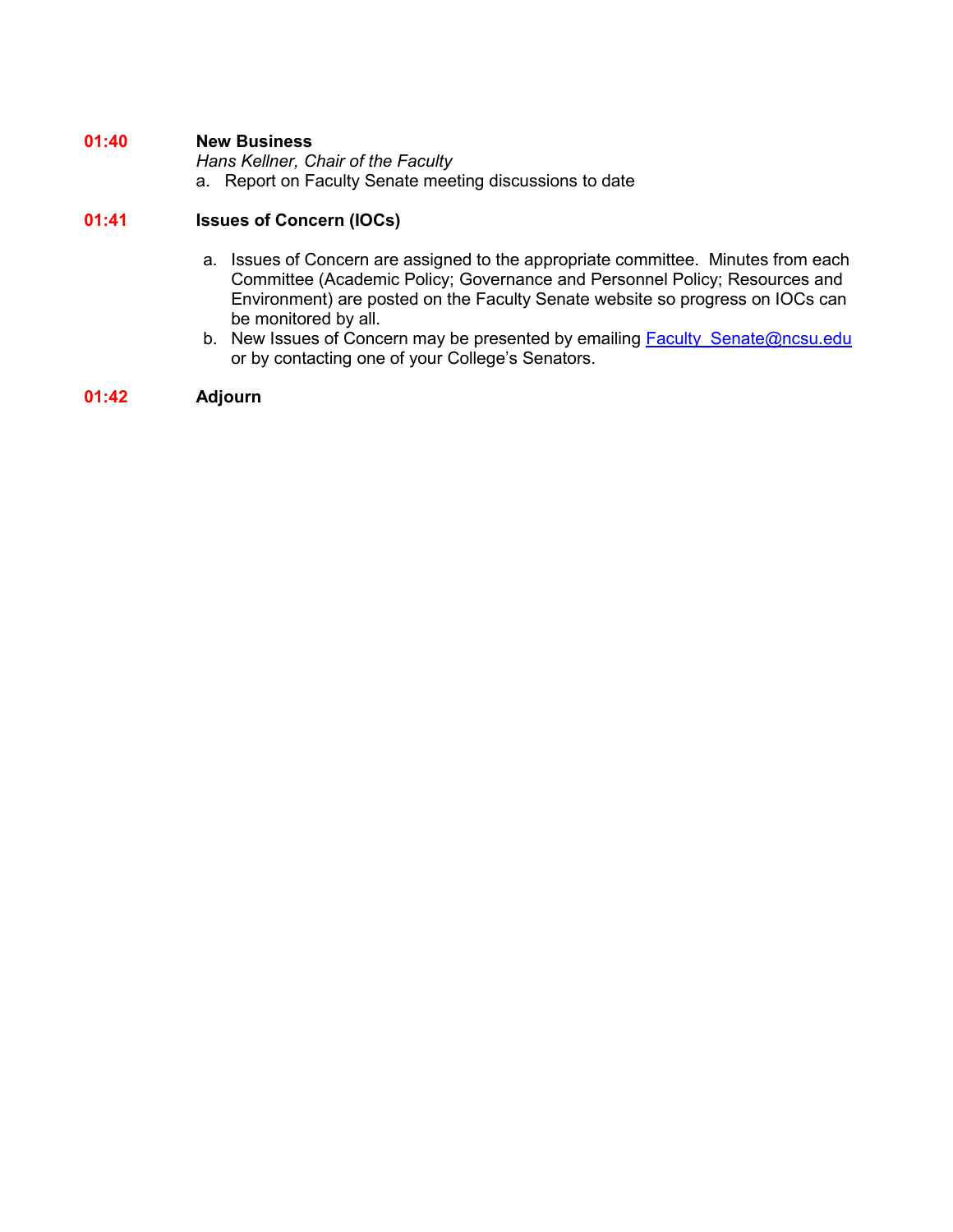**01:40** **New Business**

*Hans Kellner, Chair of the Faculty*

a. Report on Faculty Senate meeting discussions to date

**01:41** **Issues of Concern (IOCs)**

a. Issues of Concern are assigned to the appropriate committee. Minutes from each Committee (Academic Policy; Governance and Personnel Policy; Resources and Environment) are posted on the Faculty Senate website so progress on IOCs can be monitored by all.
b. New Issues of Concern may be presented by emailing Faculty_Senate@ncsu.edu or by contacting one of your College's Senators.

**01:42** **Adjourn**